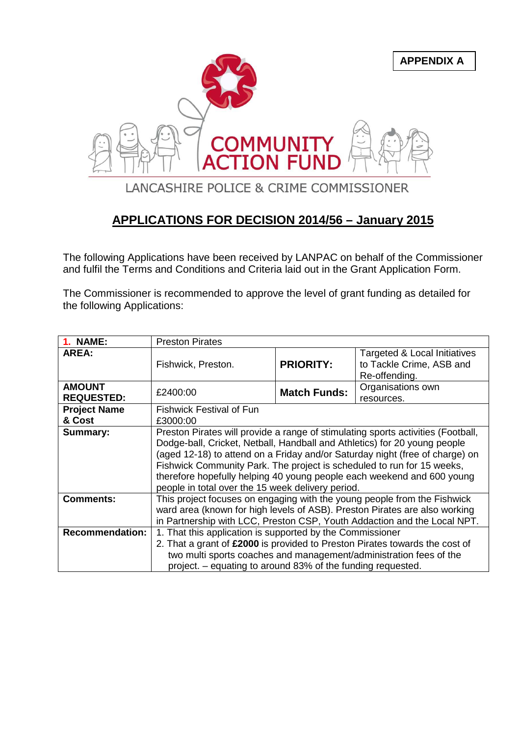**APPENDIX A**

COMMUNITY ACTION FUND

LANCASHIRE POLICE & CRIME COMMISSIONER

## APPLICATIONS FOR DECISION 2014/56 – January 2015

The following Applications have been received by LANPAC on behalf of the Commissioner and fulfil the Terms and Conditions and Criteria laid out in the Grant Application Form.

The Commissioner is recommended to approve the level of grant funding as detailed for the following Applications:

| **1. NAME:** | Preston Pirates | | |
|---|---|---|---|
| **AREA:** | Fishwick, Preston. | **PRIORITY:** | Targeted & Local Initiatives to Tackle Crime, ASB and Re-offending. |
| **AMOUNT REQUESTED:** | £2400:00 | **Match Funds:** | Organisations own resources. |
| **Project Name & Cost** | Fishwick Festival of Fun<br>£3000:00 | | |
| **Summary:** | Preston Pirates will provide a range of stimulating sports activities (Football, Dodge-ball, Cricket, Netball, Handball and Athletics) for 20 young people (aged 12-18) to attend on a Friday and/or Saturday night (free of charge) on Fishwick Community Park. The project is scheduled to run for 15 weeks, therefore hopefully helping 40 young people each weekend and 600 young people in total over the 15 week delivery period. | | |
| **Comments:** | This project focuses on engaging with the young people from the Fishwick ward area (known for high levels of ASB). Preston Pirates are also working in Partnership with LCC, Preston CSP, Youth Addaction and the Local NPT. | | |
| **Recommendation:** | 1. That this application is supported by the Commissioner<br>2. That a grant of **£2000** is provided to Preston Pirates towards the cost of two multi sports coaches and management/administration fees of the project. – equating to around 83% of the funding requested. | | |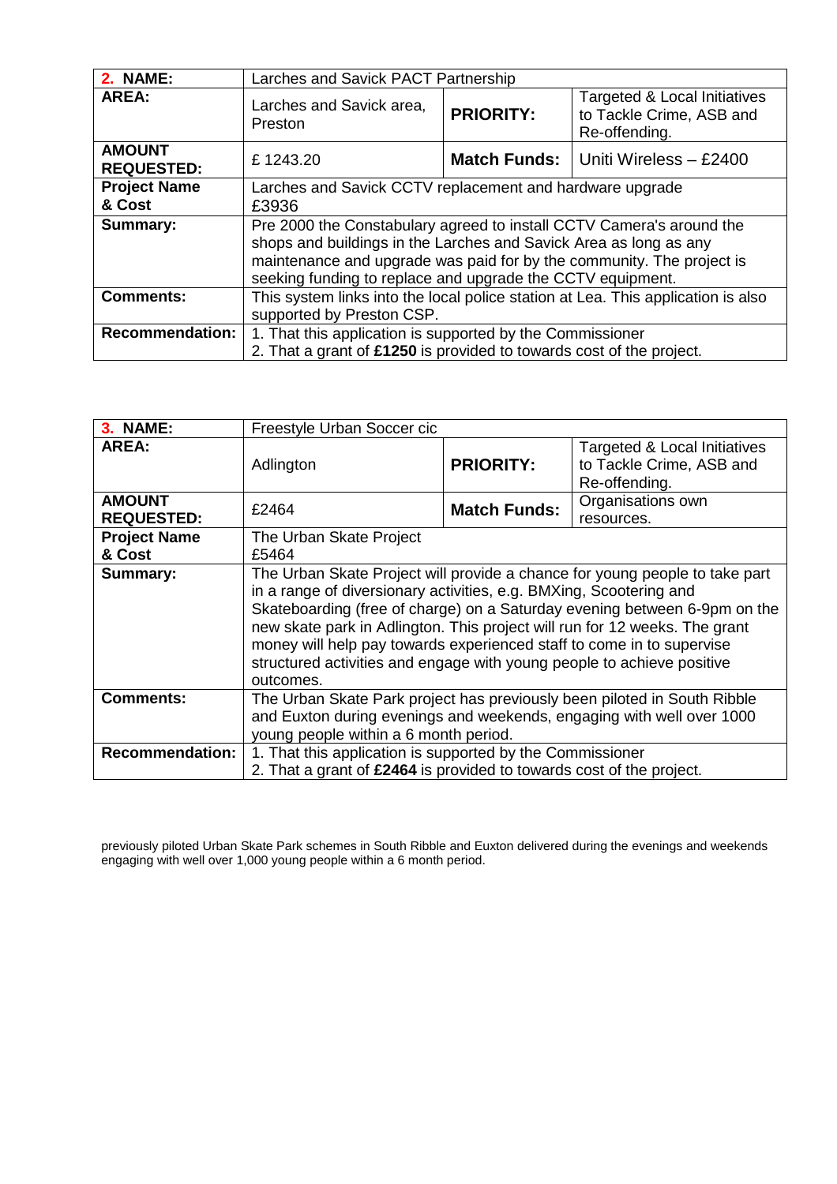| **2. NAME:** | Larches and Savick PACT Partnership | | |
|---|---|---|---|
| **AREA:** | Larches and Savick area, Preston | **PRIORITY:** | Targeted & Local Initiatives to Tackle Crime, ASB and Re-offending. |
| **AMOUNT REQUESTED:** | £ 1243.20 | **Match Funds:** | Uniti Wireless – £2400 |
| **Project Name & Cost** | Larches and Savick CCTV replacement and hardware upgrade £3936 | | |
| **Summary:** | Pre 2000 the Constabulary agreed to install CCTV Camera's around the shops and buildings in the Larches and Savick Area as long as any maintenance and upgrade was paid for by the community. The project is seeking funding to replace and upgrade the CCTV equipment. | | |
| **Comments:** | This system links into the local police station at Lea. This application is also supported by Preston CSP. | | |
| **Recommendation:** | 1. That this application is supported by the Commissioner<br>2. That a grant of **£1250** is provided to towards cost of the project. | | |

| **3. NAME:** | Freestyle Urban Soccer cic | | |
|---|---|---|---|
| **AREA:** | Adlington | **PRIORITY:** | Targeted & Local Initiatives to Tackle Crime, ASB and Re-offending. |
| **AMOUNT REQUESTED:** | £2464 | **Match Funds:** | Organisations own resources. |
| **Project Name & Cost** | The Urban Skate Project £5464 | | |
| **Summary:** | The Urban Skate Project will provide a chance for young people to take part in a range of diversionary activities, e.g. BMXing, Scootering and Skateboarding (free of charge) on a Saturday evening between 6-9pm on the new skate park in Adlington. This project will run for 12 weeks. The grant money will help pay towards experienced staff to come in to supervise structured activities and engage with young people to achieve positive outcomes. | | |
| **Comments:** | The Urban Skate Park project has previously been piloted in South Ribble and Euxton during evenings and weekends, engaging with well over 1000 young people within a 6 month period. | | |
| **Recommendation:** | 1. That this application is supported by the Commissioner<br>2. That a grant of **£2464** is provided to towards cost of the project. | | |

previously piloted Urban Skate Park schemes in South Ribble and Euxton delivered during the evenings and weekends engaging with well over 1,000 young people within a 6 month period.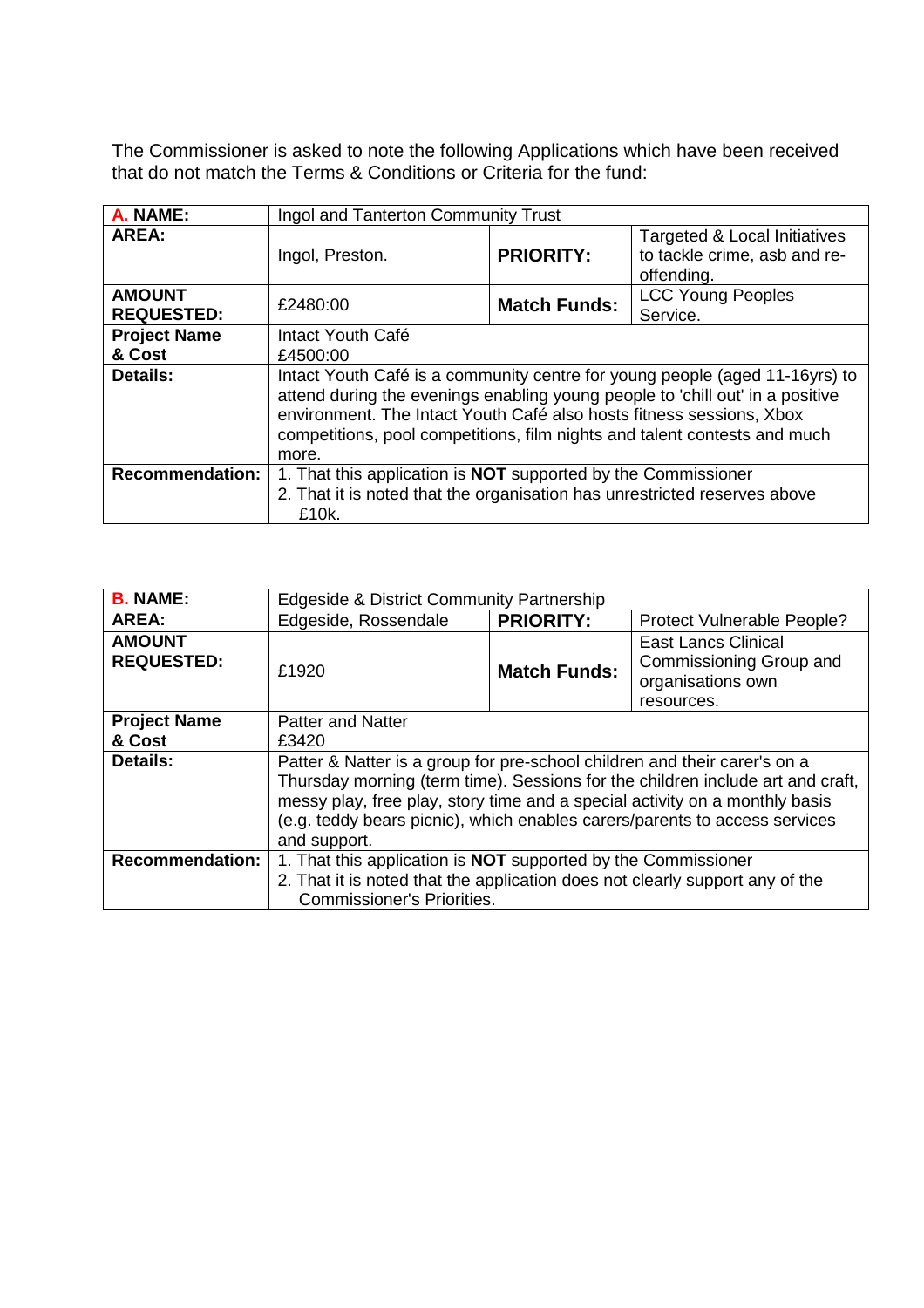The Commissioner is asked to note the following Applications which have been received that do not match the Terms & Conditions or Criteria for the fund:

| | | | |
|---|---|---|---|
| **A. NAME:** | Ingol and Tanterton Community Trust | | |
| **AREA:** | Ingol, Preston. | **PRIORITY:** | Targeted & Local Initiatives to tackle crime, asb and re-offending. |
| **AMOUNT REQUESTED:** | £2480:00 | **Match Funds:** | LCC Young Peoples Service. |
| **Project Name & Cost** | Intact Youth Café<br>£4500:00 | | |
| **Details:** | Intact Youth Café is a community centre for young people (aged 11-16yrs) to attend during the evenings enabling young people to 'chill out' in a positive environment. The Intact Youth Café also hosts fitness sessions, Xbox competitions, pool competitions, film nights and talent contests and much more. | | |
| **Recommendation:** | 1. That this application is **NOT** supported by the Commissioner<br>2. That it is noted that the organisation has unrestricted reserves above £10k. | | |

| | | | |
|---|---|---|---|
| **B. NAME:** | Edgeside & District Community Partnership | | |
| **AREA:** | Edgeside, Rossendale | **PRIORITY:** | Protect Vulnerable People? |
| **AMOUNT REQUESTED:** | £1920 | **Match Funds:** | East Lancs Clinical Commissioning Group and organisations own resources. |
| **Project Name & Cost** | Patter and Natter<br>£3420 | | |
| **Details:** | Patter & Natter is a group for pre-school children and their carer's on a Thursday morning (term time). Sessions for the children include art and craft, messy play, free play, story time and a special activity on a monthly basis (e.g. teddy bears picnic), which enables carers/parents to access services and support. | | |
| **Recommendation:** | 1. That this application is **NOT** supported by the Commissioner<br>2. That it is noted that the application does not clearly support any of the Commissioner's Priorities. | | |